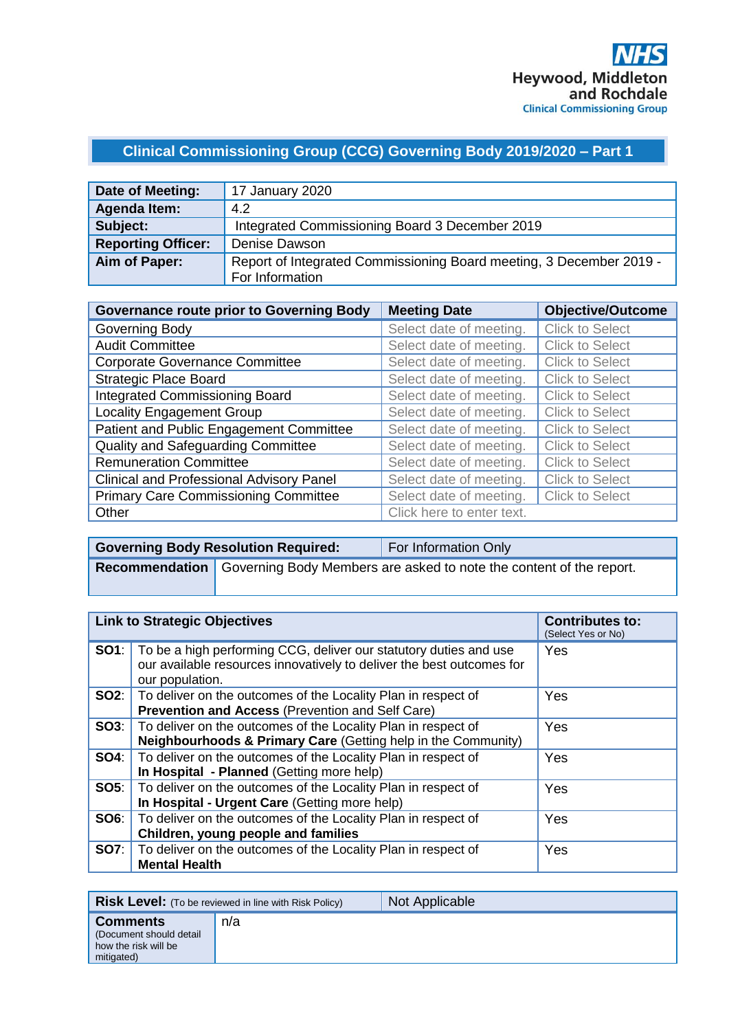NHS
Heywood, Middleton and Rochdale
Clinical Commissioning Group

# Clinical Commissioning Group (CCG) Governing Body 2019/2020 – Part 1

| **Date of Meeting:** | 17 January 2020 |
|---|---|
| **Agenda Item:** | 4.2 |
| **Subject:** | Integrated Commissioning Board 3 December 2019 |
| **Reporting Officer:** | Denise Dawson |
| **Aim of Paper:** | Report of Integrated Commissioning Board meeting, 3 December 2019 - For Information |

| **Governance route prior to Governing Body** | **Meeting Date** | **Objective/Outcome** |
|---|---|---|
| Governing Body | Select date of meeting. | Click to Select |
| Audit Committee | Select date of meeting. | Click to Select |
| Corporate Governance Committee | Select date of meeting. | Click to Select |
| Strategic Place Board | Select date of meeting. | Click to Select |
| Integrated Commissioning Board | Select date of meeting. | Click to Select |
| Locality Engagement Group | Select date of meeting. | Click to Select |
| Patient and Public Engagement Committee | Select date of meeting. | Click to Select |
| Quality and Safeguarding Committee | Select date of meeting. | Click to Select |
| Remuneration Committee | Select date of meeting. | Click to Select |
| Clinical and Professional Advisory Panel | Select date of meeting. | Click to Select |
| Primary Care Commissioning Committee | Select date of meeting. | Click to Select |
| Other | Click here to enter text. | |

| **Governing Body Resolution Required:** | For Information Only |
|---|---|
| **Recommendation** | Governing Body Members are asked to note the content of the report. |

| **Link to Strategic Objectives** | | **Contributes to:** (Select Yes or No) |
|---|---|---|
| **SO1**: | To be a high performing CCG, deliver our statutory duties and use our available resources innovatively to deliver the best outcomes for our population. | Yes |
| **SO2**: | To deliver on the outcomes of the Locality Plan in respect of **Prevention and Access** (Prevention and Self Care) | Yes |
| **SO3**: | To deliver on the outcomes of the Locality Plan in respect of **Neighbourhoods & Primary Care** (Getting help in the Community) | Yes |
| **SO4**: | To deliver on the outcomes of the Locality Plan in respect of **In Hospital - Planned** (Getting more help) | Yes |
| **SO5**: | To deliver on the outcomes of the Locality Plan in respect of **In Hospital - Urgent Care** (Getting more help) | Yes |
| **SO6**: | To deliver on the outcomes of the Locality Plan in respect of **Children, young people and families** | Yes |
| **SO7**: | To deliver on the outcomes of the Locality Plan in respect of **Mental Health** | Yes |

| **Risk Level:** (To be reviewed in line with Risk Policy) | Not Applicable |
|---|---|
| **Comments** (Document should detail how the risk will be mitigated) | n/a |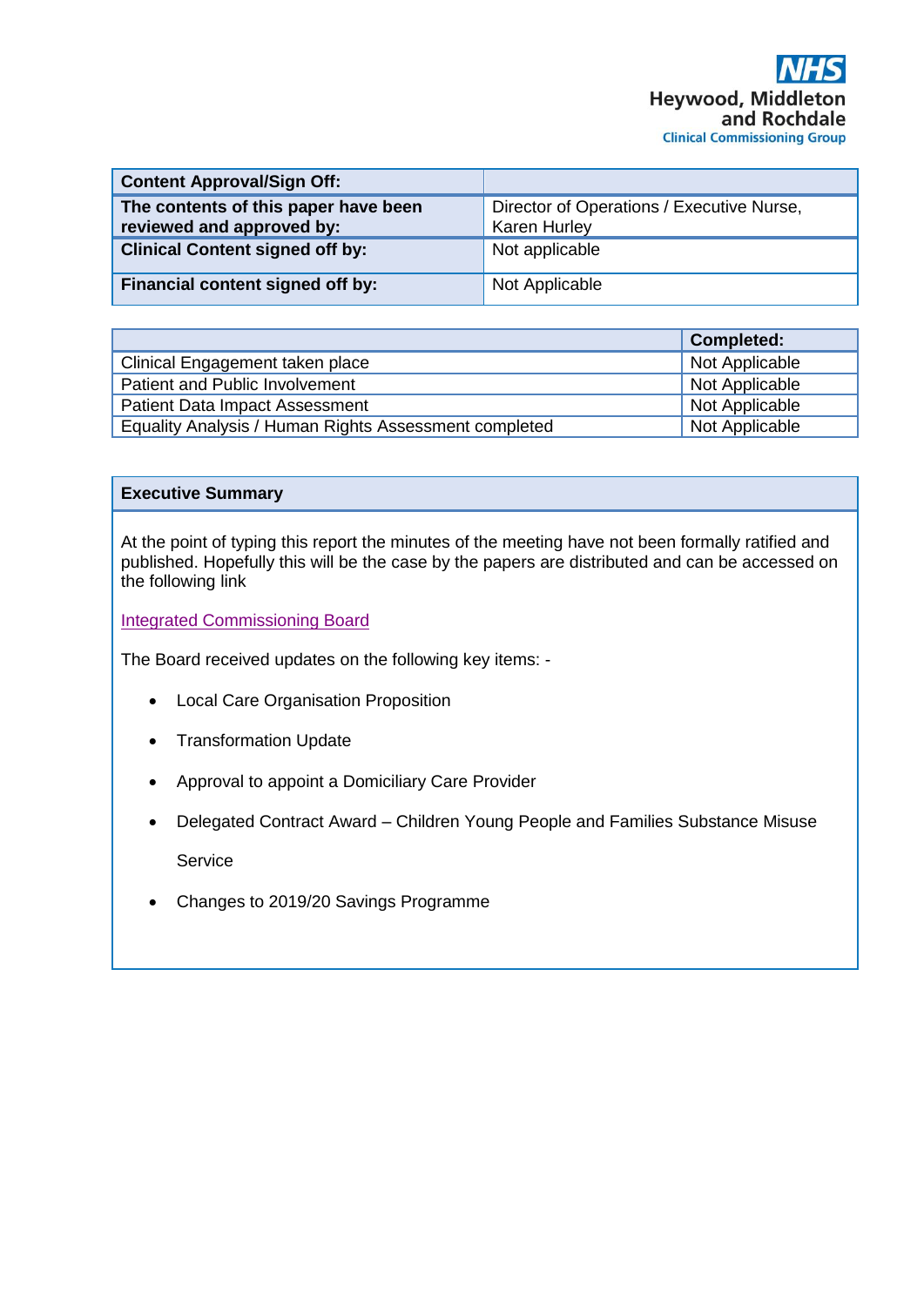| Content Approval/Sign Off: | |
|---|---|
| **The contents of this paper have been reviewed and approved by:** | Director of Operations / Executive Nurse, Karen Hurley |
| **Clinical Content signed off by:** | Not applicable |
| **Financial content signed off by:** | Not Applicable |

| | Completed: |
|---|---|
| Clinical Engagement taken place | Not Applicable |
| Patient and Public Involvement | Not Applicable |
| Patient Data Impact Assessment | Not Applicable |
| Equality Analysis / Human Rights Assessment completed | Not Applicable |

**Executive Summary**

At the point of typing this report the minutes of the meeting have not been formally ratified and published. Hopefully this will be the case by the papers are distributed and can be accessed on the following link

Integrated Commissioning Board

The Board received updates on the following key items: -

- Local Care Organisation Proposition
- Transformation Update
- Approval to appoint a Domiciliary Care Provider
- Delegated Contract Award – Children Young People and Families Substance Misuse Service
- Changes to 2019/20 Savings Programme